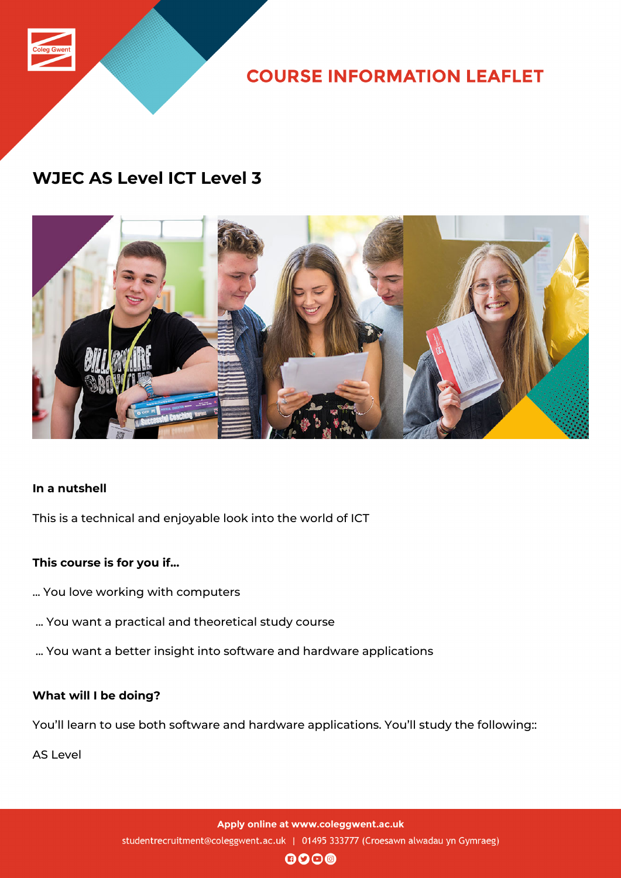COURSE INFORMATION LEAFLET

# WJEC AS Level ICT Level 3

**In a nutshell**

This is a technical and enjoyable look into the world of ICT

**This course is for you if...**

... You love working with computers

... You want a practical and theoretical study course

... You want a better insight into software and hardware applications

**What will I be doing?**

You'll learn to use both software and hardware applications. You'll study the following::

AS Level

Apply online at www.coleggwent.ac.uk

studentrecruitment@coleggwent.ac.uk | 01495 333777 (Croesawn alwadau yn Gymraeg)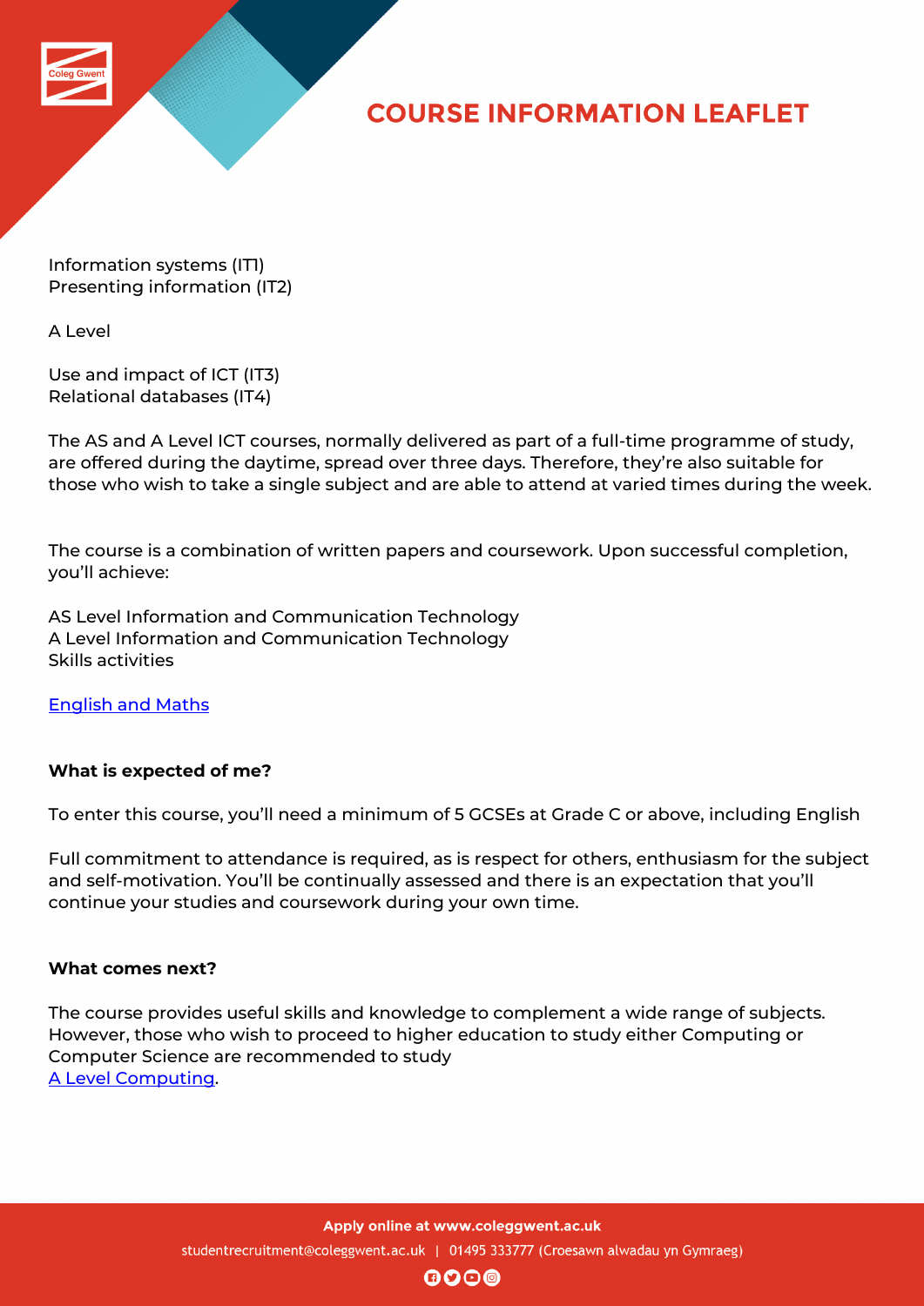Information systems (IT1)
Presenting information (IT2)

A Level

Use and impact of ICT (IT3)
Relational databases (IT4)

The AS and A Level ICT courses, normally delivered as part of a full-time programme of study, are offered during the daytime, spread over three days. Therefore, they're also suitable for those who wish to take a single subject and are able to attend at varied times during the week.

The course is a combination of written papers and coursework. Upon successful completion, you'll achieve:

AS Level Information and Communication Technology
A Level Information and Communication Technology
Skills activities

English and Maths

**What is expected of me?**

To enter this course, you'll need a minimum of 5 GCSEs at Grade C or above, including English

Full commitment to attendance is required, as is respect for others, enthusiasm for the subject and self-motivation. You'll be continually assessed and there is an expectation that you'll continue your studies and coursework during your own time.

**What comes next?**

The course provides useful skills and knowledge to complement a wide range of subjects. However, those who wish to proceed to higher education to study either Computing or Computer Science are recommended to study
A Level Computing.